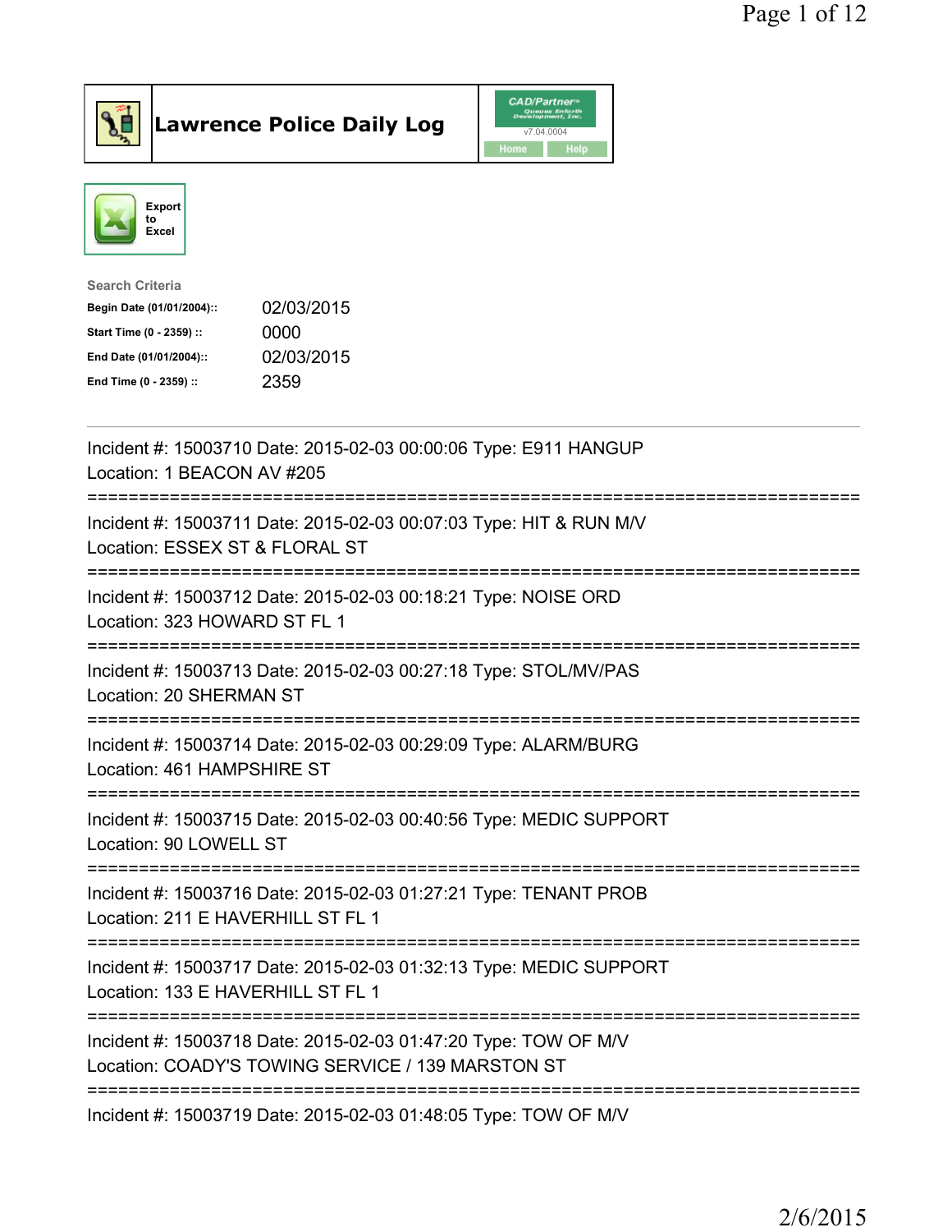# Lawrence Police Daily Log

CAD/Partner v7.04.0004

Home Help

Export to Excel

**Search Criteria**

| | |
|---|---|
| **Begin Date (01/01/2004)::** | 02/03/2015 |
| **Start Time (0 - 2359) ::** | 0000 |
| **End Date (01/01/2004)::** | 02/03/2015 |
| **End Time (0 - 2359) ::** | 2359 |

---

Incident #: 15003710 Date: 2015-02-03 00:00:06 Type: E911 HANGUP
Location: 1 BEACON AV #205
===========================================================================
Incident #: 15003711 Date: 2015-02-03 00:07:03 Type: HIT & RUN M/V
Location: ESSEX ST & FLORAL ST
===========================================================================
Incident #: 15003712 Date: 2015-02-03 00:18:21 Type: NOISE ORD
Location: 323 HOWARD ST FL 1
===========================================================================
Incident #: 15003713 Date: 2015-02-03 00:27:18 Type: STOL/MV/PAS
Location: 20 SHERMAN ST
===========================================================================
Incident #: 15003714 Date: 2015-02-03 00:29:09 Type: ALARM/BURG
Location: 461 HAMPSHIRE ST
===========================================================================
Incident #: 15003715 Date: 2015-02-03 00:40:56 Type: MEDIC SUPPORT
Location: 90 LOWELL ST
===========================================================================
Incident #: 15003716 Date: 2015-02-03 01:27:21 Type: TENANT PROB
Location: 211 E HAVERHILL ST FL 1
===========================================================================
Incident #: 15003717 Date: 2015-02-03 01:32:13 Type: MEDIC SUPPORT
Location: 133 E HAVERHILL ST FL 1
===========================================================================
Incident #: 15003718 Date: 2015-02-03 01:47:20 Type: TOW OF M/V
Location: COADY'S TOWING SERVICE / 139 MARSTON ST
===========================================================================
Incident #: 15003719 Date: 2015-02-03 01:48:05 Type: TOW OF M/V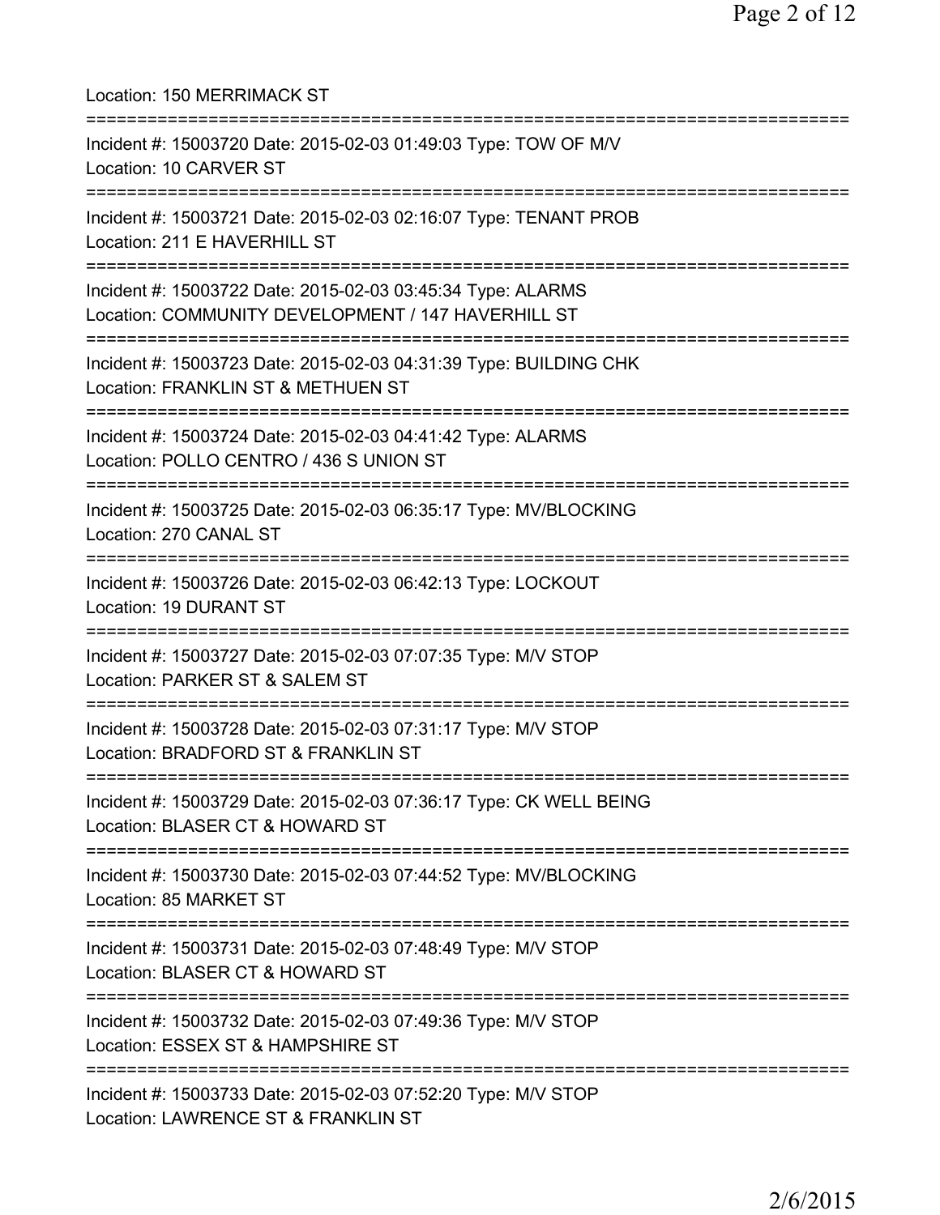Location: 150 MERRIMACK ST

===========================================================================

Incident #: 15003720 Date: 2015-02-03 01:49:03 Type: TOW OF M/V
Location: 10 CARVER ST

===========================================================================

Incident #: 15003721 Date: 2015-02-03 02:16:07 Type: TENANT PROB
Location: 211 E HAVERHILL ST

===========================================================================

Incident #: 15003722 Date: 2015-02-03 03:45:34 Type: ALARMS
Location: COMMUNITY DEVELOPMENT / 147 HAVERHILL ST

===========================================================================

Incident #: 15003723 Date: 2015-02-03 04:31:39 Type: BUILDING CHK
Location: FRANKLIN ST & METHUEN ST

===========================================================================

Incident #: 15003724 Date: 2015-02-03 04:41:42 Type: ALARMS
Location: POLLO CENTRO / 436 S UNION ST

===========================================================================

Incident #: 15003725 Date: 2015-02-03 06:35:17 Type: MV/BLOCKING
Location: 270 CANAL ST

===========================================================================

Incident #: 15003726 Date: 2015-02-03 06:42:13 Type: LOCKOUT
Location: 19 DURANT ST

===========================================================================

Incident #: 15003727 Date: 2015-02-03 07:07:35 Type: M/V STOP
Location: PARKER ST & SALEM ST

===========================================================================

Incident #: 15003728 Date: 2015-02-03 07:31:17 Type: M/V STOP
Location: BRADFORD ST & FRANKLIN ST

===========================================================================

Incident #: 15003729 Date: 2015-02-03 07:36:17 Type: CK WELL BEING
Location: BLASER CT & HOWARD ST

===========================================================================

Incident #: 15003730 Date: 2015-02-03 07:44:52 Type: MV/BLOCKING
Location: 85 MARKET ST

===========================================================================

Incident #: 15003731 Date: 2015-02-03 07:48:49 Type: M/V STOP
Location: BLASER CT & HOWARD ST

===========================================================================

Incident #: 15003732 Date: 2015-02-03 07:49:36 Type: M/V STOP
Location: ESSEX ST & HAMPSHIRE ST

===========================================================================

Incident #: 15003733 Date: 2015-02-03 07:52:20 Type: M/V STOP
Location: LAWRENCE ST & FRANKLIN ST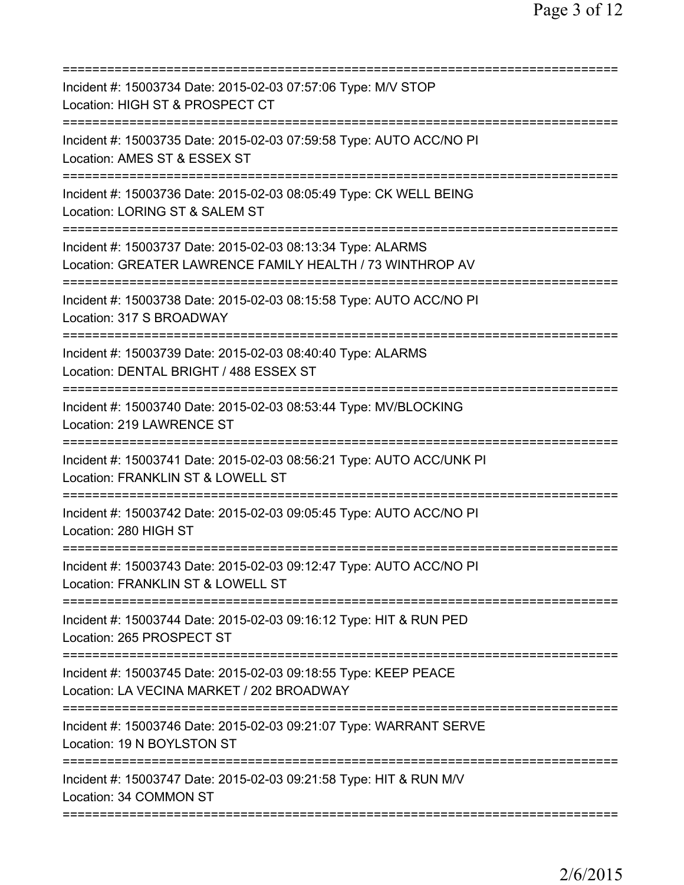===========================================================================

Incident #: 15003734 Date: 2015-02-03 07:57:06 Type: M/V STOP
Location: HIGH ST & PROSPECT CT

===========================================================================

Incident #: 15003735 Date: 2015-02-03 07:59:58 Type: AUTO ACC/NO PI
Location: AMES ST & ESSEX ST

===========================================================================

Incident #: 15003736 Date: 2015-02-03 08:05:49 Type: CK WELL BEING
Location: LORING ST & SALEM ST

===========================================================================

Incident #: 15003737 Date: 2015-02-03 08:13:34 Type: ALARMS
Location: GREATER LAWRENCE FAMILY HEALTH / 73 WINTHROP AV

===========================================================================

Incident #: 15003738 Date: 2015-02-03 08:15:58 Type: AUTO ACC/NO PI
Location: 317 S BROADWAY

===========================================================================

Incident #: 15003739 Date: 2015-02-03 08:40:40 Type: ALARMS
Location: DENTAL BRIGHT / 488 ESSEX ST

===========================================================================

Incident #: 15003740 Date: 2015-02-03 08:53:44 Type: MV/BLOCKING
Location: 219 LAWRENCE ST

===========================================================================

Incident #: 15003741 Date: 2015-02-03 08:56:21 Type: AUTO ACC/UNK PI
Location: FRANKLIN ST & LOWELL ST

===========================================================================

Incident #: 15003742 Date: 2015-02-03 09:05:45 Type: AUTO ACC/NO PI
Location: 280 HIGH ST

===========================================================================

Incident #: 15003743 Date: 2015-02-03 09:12:47 Type: AUTO ACC/NO PI
Location: FRANKLIN ST & LOWELL ST

===========================================================================

Incident #: 15003744 Date: 2015-02-03 09:16:12 Type: HIT & RUN PED
Location: 265 PROSPECT ST

===========================================================================

Incident #: 15003745 Date: 2015-02-03 09:18:55 Type: KEEP PEACE
Location: LA VECINA MARKET / 202 BROADWAY

===========================================================================

Incident #: 15003746 Date: 2015-02-03 09:21:07 Type: WARRANT SERVE
Location: 19 N BOYLSTON ST

===========================================================================

Incident #: 15003747 Date: 2015-02-03 09:21:58 Type: HIT & RUN M/V
Location: 34 COMMON ST

===========================================================================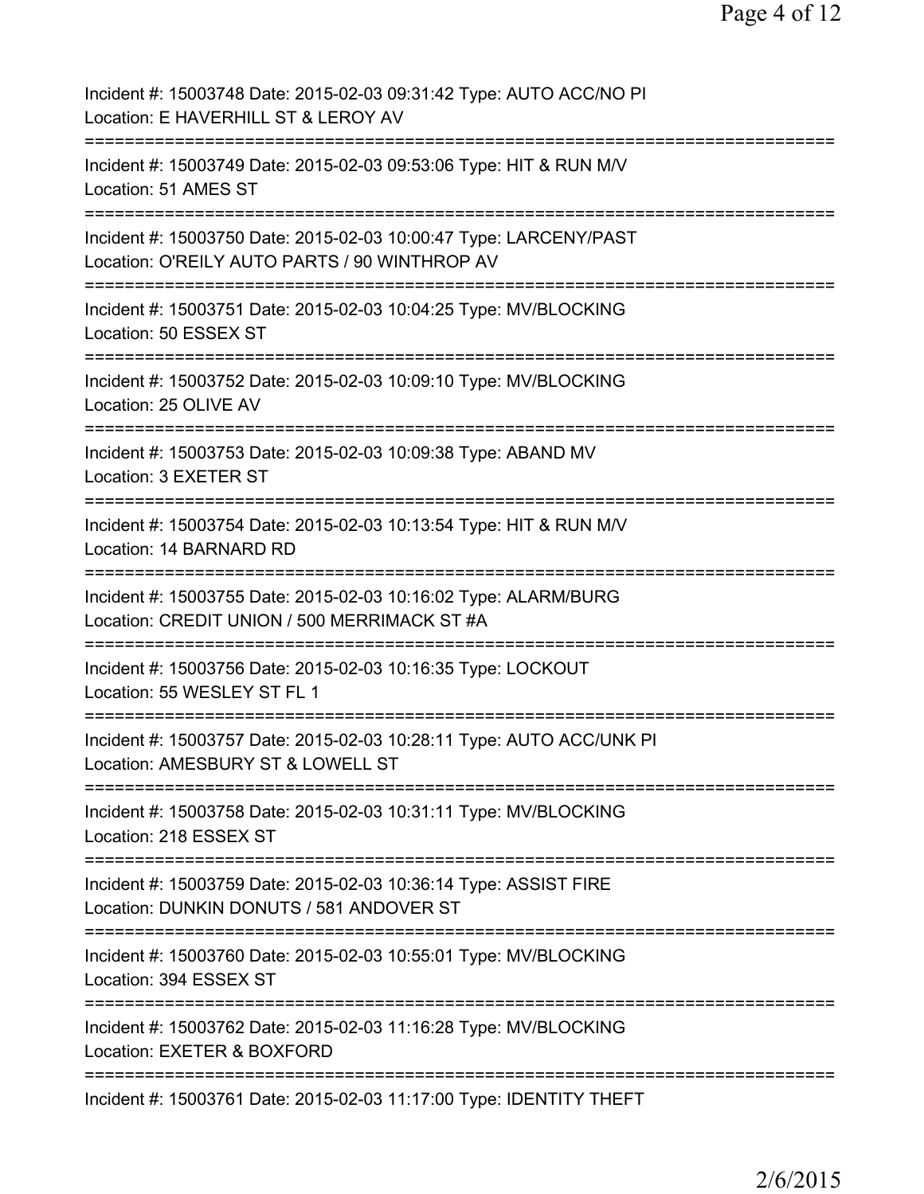Incident #: 15003748 Date: 2015-02-03 09:31:42 Type: AUTO ACC/NO PI
Location: E HAVERHILL ST & LEROY AV

===========================================================================

Incident #: 15003749 Date: 2015-02-03 09:53:06 Type: HIT & RUN M/V
Location: 51 AMES ST

===========================================================================

Incident #: 15003750 Date: 2015-02-03 10:00:47 Type: LARCENY/PAST
Location: O'REILY AUTO PARTS / 90 WINTHROP AV

===========================================================================

Incident #: 15003751 Date: 2015-02-03 10:04:25 Type: MV/BLOCKING
Location: 50 ESSEX ST

===========================================================================

Incident #: 15003752 Date: 2015-02-03 10:09:10 Type: MV/BLOCKING
Location: 25 OLIVE AV

===========================================================================

Incident #: 15003753 Date: 2015-02-03 10:09:38 Type: ABAND MV
Location: 3 EXETER ST

===========================================================================

Incident #: 15003754 Date: 2015-02-03 10:13:54 Type: HIT & RUN M/V
Location: 14 BARNARD RD

===========================================================================

Incident #: 15003755 Date: 2015-02-03 10:16:02 Type: ALARM/BURG
Location: CREDIT UNION / 500 MERRIMACK ST #A

===========================================================================

Incident #: 15003756 Date: 2015-02-03 10:16:35 Type: LOCKOUT
Location: 55 WESLEY ST FL 1

===========================================================================

Incident #: 15003757 Date: 2015-02-03 10:28:11 Type: AUTO ACC/UNK PI
Location: AMESBURY ST & LOWELL ST

===========================================================================

Incident #: 15003758 Date: 2015-02-03 10:31:11 Type: MV/BLOCKING
Location: 218 ESSEX ST

===========================================================================

Incident #: 15003759 Date: 2015-02-03 10:36:14 Type: ASSIST FIRE
Location: DUNKIN DONUTS / 581 ANDOVER ST

===========================================================================

Incident #: 15003760 Date: 2015-02-03 10:55:01 Type: MV/BLOCKING
Location: 394 ESSEX ST

===========================================================================

Incident #: 15003762 Date: 2015-02-03 11:16:28 Type: MV/BLOCKING
Location: EXETER & BOXFORD

===========================================================================

Incident #: 15003761 Date: 2015-02-03 11:17:00 Type: IDENTITY THEFT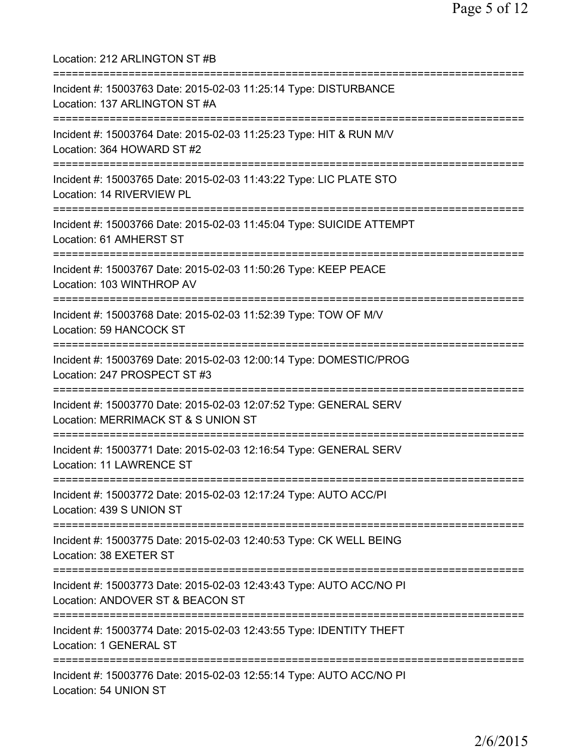Location: 212 ARLINGTON ST #B

===========================================================================

Incident #: 15003763 Date: 2015-02-03 11:25:14 Type: DISTURBANCE
Location: 137 ARLINGTON ST #A

===========================================================================

Incident #: 15003764 Date: 2015-02-03 11:25:23 Type: HIT & RUN M/V
Location: 364 HOWARD ST #2

===========================================================================

Incident #: 15003765 Date: 2015-02-03 11:43:22 Type: LIC PLATE STO
Location: 14 RIVERVIEW PL

===========================================================================

Incident #: 15003766 Date: 2015-02-03 11:45:04 Type: SUICIDE ATTEMPT
Location: 61 AMHERST ST

===========================================================================

Incident #: 15003767 Date: 2015-02-03 11:50:26 Type: KEEP PEACE
Location: 103 WINTHROP AV

===========================================================================

Incident #: 15003768 Date: 2015-02-03 11:52:39 Type: TOW OF M/V
Location: 59 HANCOCK ST

===========================================================================

Incident #: 15003769 Date: 2015-02-03 12:00:14 Type: DOMESTIC/PROG
Location: 247 PROSPECT ST #3

===========================================================================

Incident #: 15003770 Date: 2015-02-03 12:07:52 Type: GENERAL SERV
Location: MERRIMACK ST & S UNION ST

===========================================================================

Incident #: 15003771 Date: 2015-02-03 12:16:54 Type: GENERAL SERV
Location: 11 LAWRENCE ST

===========================================================================

Incident #: 15003772 Date: 2015-02-03 12:17:24 Type: AUTO ACC/PI
Location: 439 S UNION ST

===========================================================================

Incident #: 15003775 Date: 2015-02-03 12:40:53 Type: CK WELL BEING
Location: 38 EXETER ST

===========================================================================

Incident #: 15003773 Date: 2015-02-03 12:43:43 Type: AUTO ACC/NO PI
Location: ANDOVER ST & BEACON ST

===========================================================================

Incident #: 15003774 Date: 2015-02-03 12:43:55 Type: IDENTITY THEFT
Location: 1 GENERAL ST

===========================================================================

Incident #: 15003776 Date: 2015-02-03 12:55:14 Type: AUTO ACC/NO PI
Location: 54 UNION ST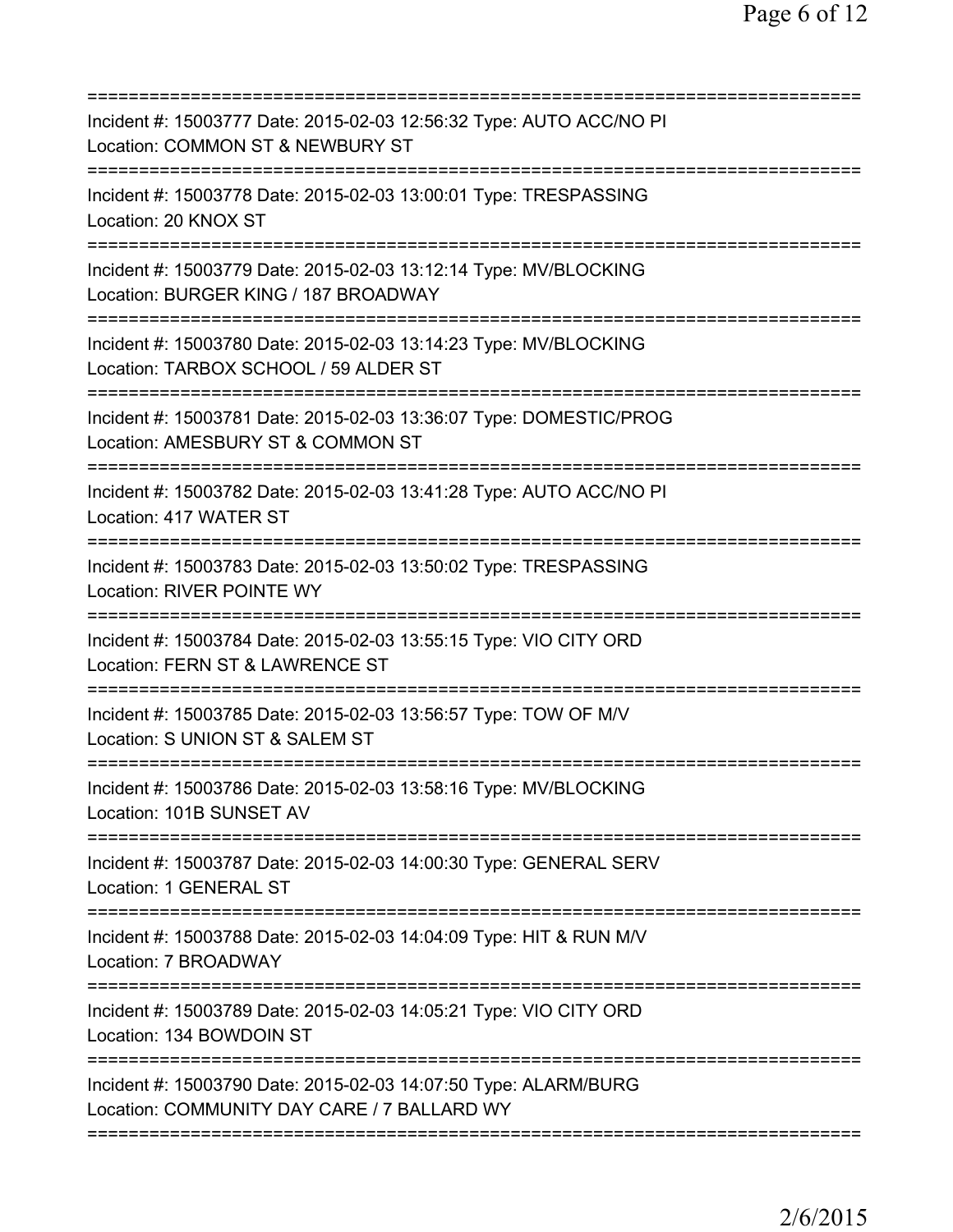==============================================================================
Incident #: 15003777 Date: 2015-02-03 12:56:32 Type: AUTO ACC/NO PI
Location: COMMON ST & NEWBURY ST
==============================================================================
Incident #: 15003778 Date: 2015-02-03 13:00:01 Type: TRESPASSING
Location: 20 KNOX ST
==============================================================================
Incident #: 15003779 Date: 2015-02-03 13:12:14 Type: MV/BLOCKING
Location: BURGER KING / 187 BROADWAY
==============================================================================
Incident #: 15003780 Date: 2015-02-03 13:14:23 Type: MV/BLOCKING
Location: TARBOX SCHOOL / 59 ALDER ST
==============================================================================
Incident #: 15003781 Date: 2015-02-03 13:36:07 Type: DOMESTIC/PROG
Location: AMESBURY ST & COMMON ST
==============================================================================
Incident #: 15003782 Date: 2015-02-03 13:41:28 Type: AUTO ACC/NO PI
Location: 417 WATER ST
==============================================================================
Incident #: 15003783 Date: 2015-02-03 13:50:02 Type: TRESPASSING
Location: RIVER POINTE WY
==============================================================================
Incident #: 15003784 Date: 2015-02-03 13:55:15 Type: VIO CITY ORD
Location: FERN ST & LAWRENCE ST
==============================================================================
Incident #: 15003785 Date: 2015-02-03 13:56:57 Type: TOW OF M/V
Location: S UNION ST & SALEM ST
==============================================================================
Incident #: 15003786 Date: 2015-02-03 13:58:16 Type: MV/BLOCKING
Location: 101B SUNSET AV
==============================================================================
Incident #: 15003787 Date: 2015-02-03 14:00:30 Type: GENERAL SERV
Location: 1 GENERAL ST
==============================================================================
Incident #: 15003788 Date: 2015-02-03 14:04:09 Type: HIT & RUN M/V
Location: 7 BROADWAY
==============================================================================
Incident #: 15003789 Date: 2015-02-03 14:05:21 Type: VIO CITY ORD
Location: 134 BOWDOIN ST
==============================================================================
Incident #: 15003790 Date: 2015-02-03 14:07:50 Type: ALARM/BURG
Location: COMMUNITY DAY CARE / 7 BALLARD WY
==============================================================================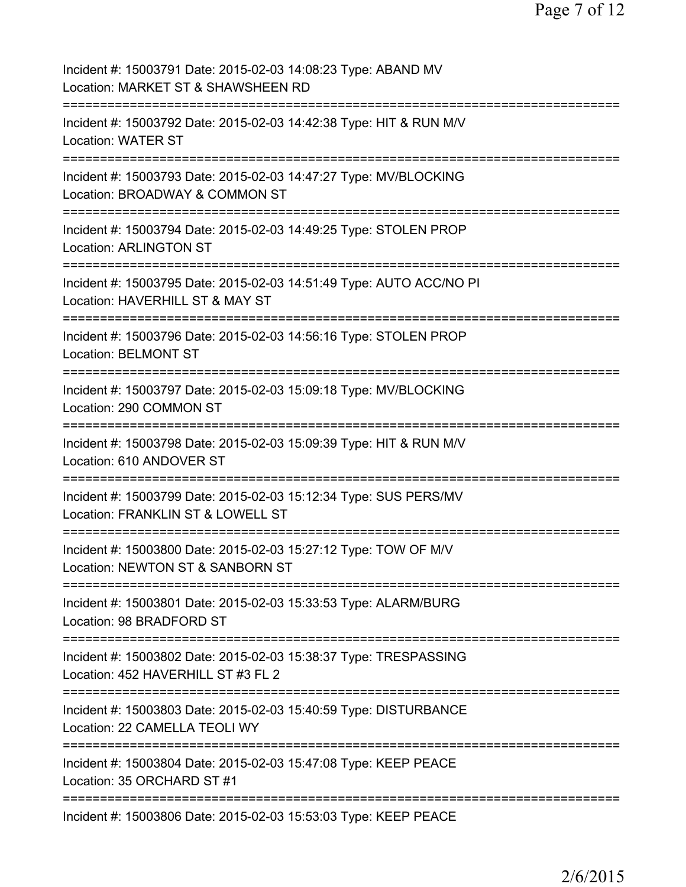Incident #: 15003791 Date: 2015-02-03 14:08:23 Type: ABAND MV
Location: MARKET ST & SHAWSHEEN RD

===========================================================================

Incident #: 15003792 Date: 2015-02-03 14:42:38 Type: HIT & RUN M/V
Location: WATER ST

===========================================================================

Incident #: 15003793 Date: 2015-02-03 14:47:27 Type: MV/BLOCKING
Location: BROADWAY & COMMON ST

===========================================================================

Incident #: 15003794 Date: 2015-02-03 14:49:25 Type: STOLEN PROP
Location: ARLINGTON ST

===========================================================================

Incident #: 15003795 Date: 2015-02-03 14:51:49 Type: AUTO ACC/NO PI
Location: HAVERHILL ST & MAY ST

===========================================================================

Incident #: 15003796 Date: 2015-02-03 14:56:16 Type: STOLEN PROP
Location: BELMONT ST

===========================================================================

Incident #: 15003797 Date: 2015-02-03 15:09:18 Type: MV/BLOCKING
Location: 290 COMMON ST

===========================================================================

Incident #: 15003798 Date: 2015-02-03 15:09:39 Type: HIT & RUN M/V
Location: 610 ANDOVER ST

===========================================================================

Incident #: 15003799 Date: 2015-02-03 15:12:34 Type: SUS PERS/MV
Location: FRANKLIN ST & LOWELL ST

===========================================================================

Incident #: 15003800 Date: 2015-02-03 15:27:12 Type: TOW OF M/V
Location: NEWTON ST & SANBORN ST

===========================================================================

Incident #: 15003801 Date: 2015-02-03 15:33:53 Type: ALARM/BURG
Location: 98 BRADFORD ST

===========================================================================

Incident #: 15003802 Date: 2015-02-03 15:38:37 Type: TRESPASSING
Location: 452 HAVERHILL ST #3 FL 2

===========================================================================

Incident #: 15003803 Date: 2015-02-03 15:40:59 Type: DISTURBANCE
Location: 22 CAMELLA TEOLI WY

===========================================================================

Incident #: 15003804 Date: 2015-02-03 15:47:08 Type: KEEP PEACE
Location: 35 ORCHARD ST #1

===========================================================================

Incident #: 15003806 Date: 2015-02-03 15:53:03 Type: KEEP PEACE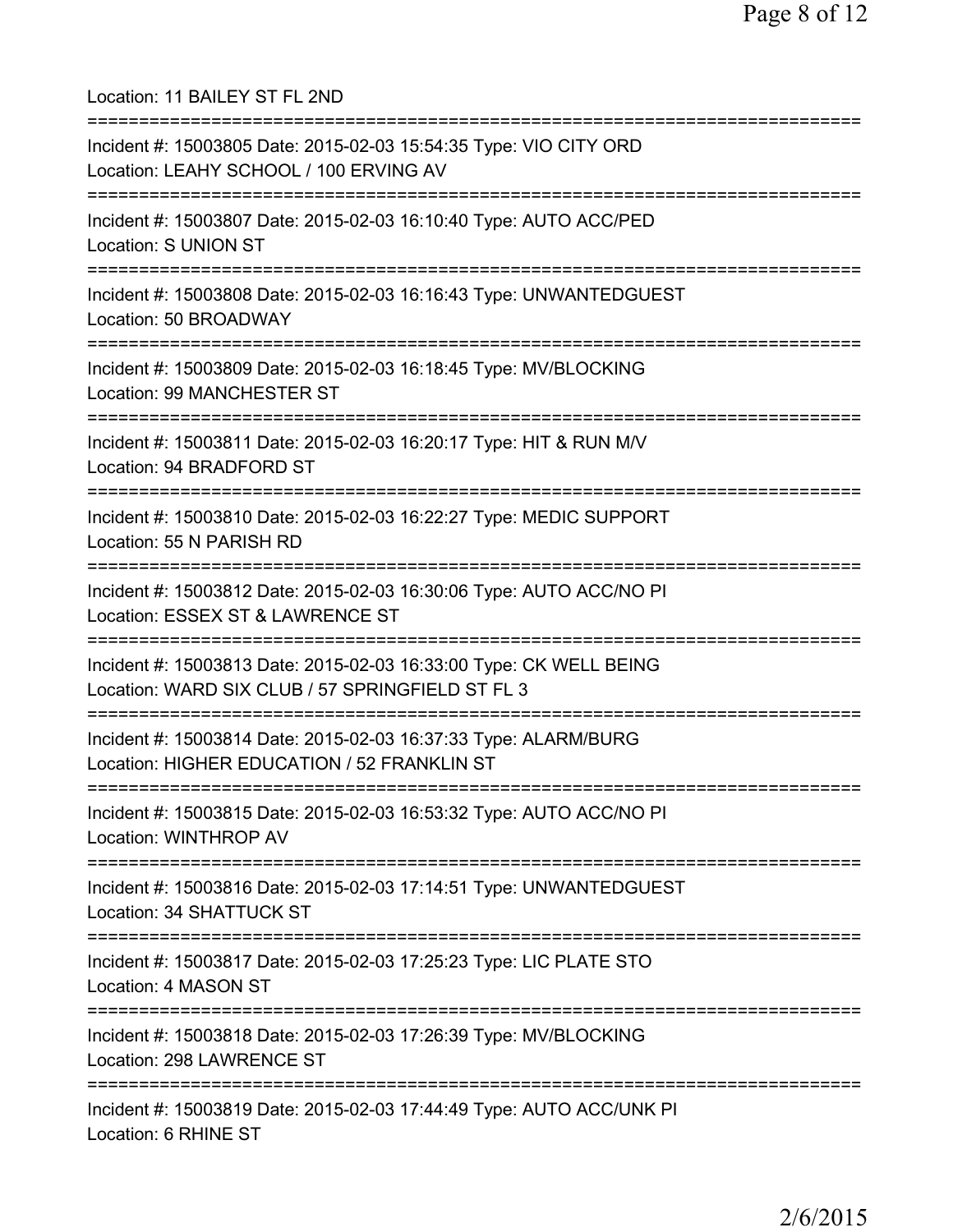Location: 11 BAILEY ST FL 2ND

===========================================================================

Incident #: 15003805 Date: 2015-02-03 15:54:35 Type: VIO CITY ORD
Location: LEAHY SCHOOL / 100 ERVING AV

===========================================================================

Incident #: 15003807 Date: 2015-02-03 16:10:40 Type: AUTO ACC/PED
Location: S UNION ST

===========================================================================

Incident #: 15003808 Date: 2015-02-03 16:16:43 Type: UNWANTEDGUEST
Location: 50 BROADWAY

===========================================================================

Incident #: 15003809 Date: 2015-02-03 16:18:45 Type: MV/BLOCKING
Location: 99 MANCHESTER ST

===========================================================================

Incident #: 15003811 Date: 2015-02-03 16:20:17 Type: HIT & RUN M/V
Location: 94 BRADFORD ST

===========================================================================

Incident #: 15003810 Date: 2015-02-03 16:22:27 Type: MEDIC SUPPORT
Location: 55 N PARISH RD

===========================================================================

Incident #: 15003812 Date: 2015-02-03 16:30:06 Type: AUTO ACC/NO PI
Location: ESSEX ST & LAWRENCE ST

===========================================================================

Incident #: 15003813 Date: 2015-02-03 16:33:00 Type: CK WELL BEING
Location: WARD SIX CLUB / 57 SPRINGFIELD ST FL 3

===========================================================================

Incident #: 15003814 Date: 2015-02-03 16:37:33 Type: ALARM/BURG
Location: HIGHER EDUCATION / 52 FRANKLIN ST

===========================================================================

Incident #: 15003815 Date: 2015-02-03 16:53:32 Type: AUTO ACC/NO PI
Location: WINTHROP AV

===========================================================================

Incident #: 15003816 Date: 2015-02-03 17:14:51 Type: UNWANTEDGUEST
Location: 34 SHATTUCK ST

===========================================================================

Incident #: 15003817 Date: 2015-02-03 17:25:23 Type: LIC PLATE STO
Location: 4 MASON ST

===========================================================================

Incident #: 15003818 Date: 2015-02-03 17:26:39 Type: MV/BLOCKING
Location: 298 LAWRENCE ST

===========================================================================

Incident #: 15003819 Date: 2015-02-03 17:44:49 Type: AUTO ACC/UNK PI
Location: 6 RHINE ST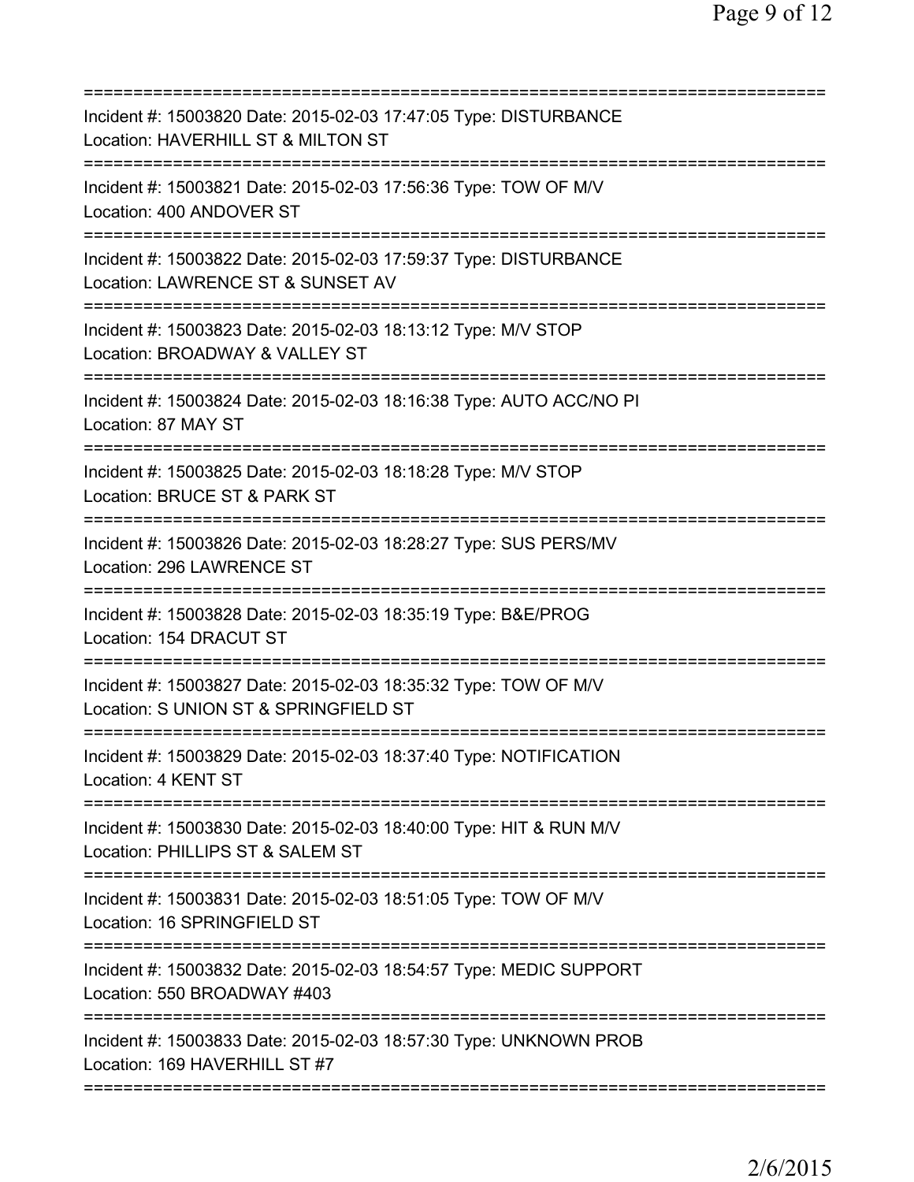==============================================================================

Incident #: 15003820 Date: 2015-02-03 17:47:05 Type: DISTURBANCE
Location: HAVERHILL ST & MILTON ST

==============================================================================

Incident #: 15003821 Date: 2015-02-03 17:56:36 Type: TOW OF M/V
Location: 400 ANDOVER ST

==============================================================================

Incident #: 15003822 Date: 2015-02-03 17:59:37 Type: DISTURBANCE
Location: LAWRENCE ST & SUNSET AV

==============================================================================

Incident #: 15003823 Date: 2015-02-03 18:13:12 Type: M/V STOP
Location: BROADWAY & VALLEY ST

==============================================================================

Incident #: 15003824 Date: 2015-02-03 18:16:38 Type: AUTO ACC/NO PI
Location: 87 MAY ST

==============================================================================

Incident #: 15003825 Date: 2015-02-03 18:18:28 Type: M/V STOP
Location: BRUCE ST & PARK ST

==============================================================================

Incident #: 15003826 Date: 2015-02-03 18:28:27 Type: SUS PERS/MV
Location: 296 LAWRENCE ST

==============================================================================

Incident #: 15003828 Date: 2015-02-03 18:35:19 Type: B&E/PROG
Location: 154 DRACUT ST

==============================================================================

Incident #: 15003827 Date: 2015-02-03 18:35:32 Type: TOW OF M/V
Location: S UNION ST & SPRINGFIELD ST

==============================================================================

Incident #: 15003829 Date: 2015-02-03 18:37:40 Type: NOTIFICATION
Location: 4 KENT ST

==============================================================================

Incident #: 15003830 Date: 2015-02-03 18:40:00 Type: HIT & RUN M/V
Location: PHILLIPS ST & SALEM ST

==============================================================================

Incident #: 15003831 Date: 2015-02-03 18:51:05 Type: TOW OF M/V
Location: 16 SPRINGFIELD ST

==============================================================================

Incident #: 15003832 Date: 2015-02-03 18:54:57 Type: MEDIC SUPPORT
Location: 550 BROADWAY #403

==============================================================================

Incident #: 15003833 Date: 2015-02-03 18:57:30 Type: UNKNOWN PROB
Location: 169 HAVERHILL ST #7

==============================================================================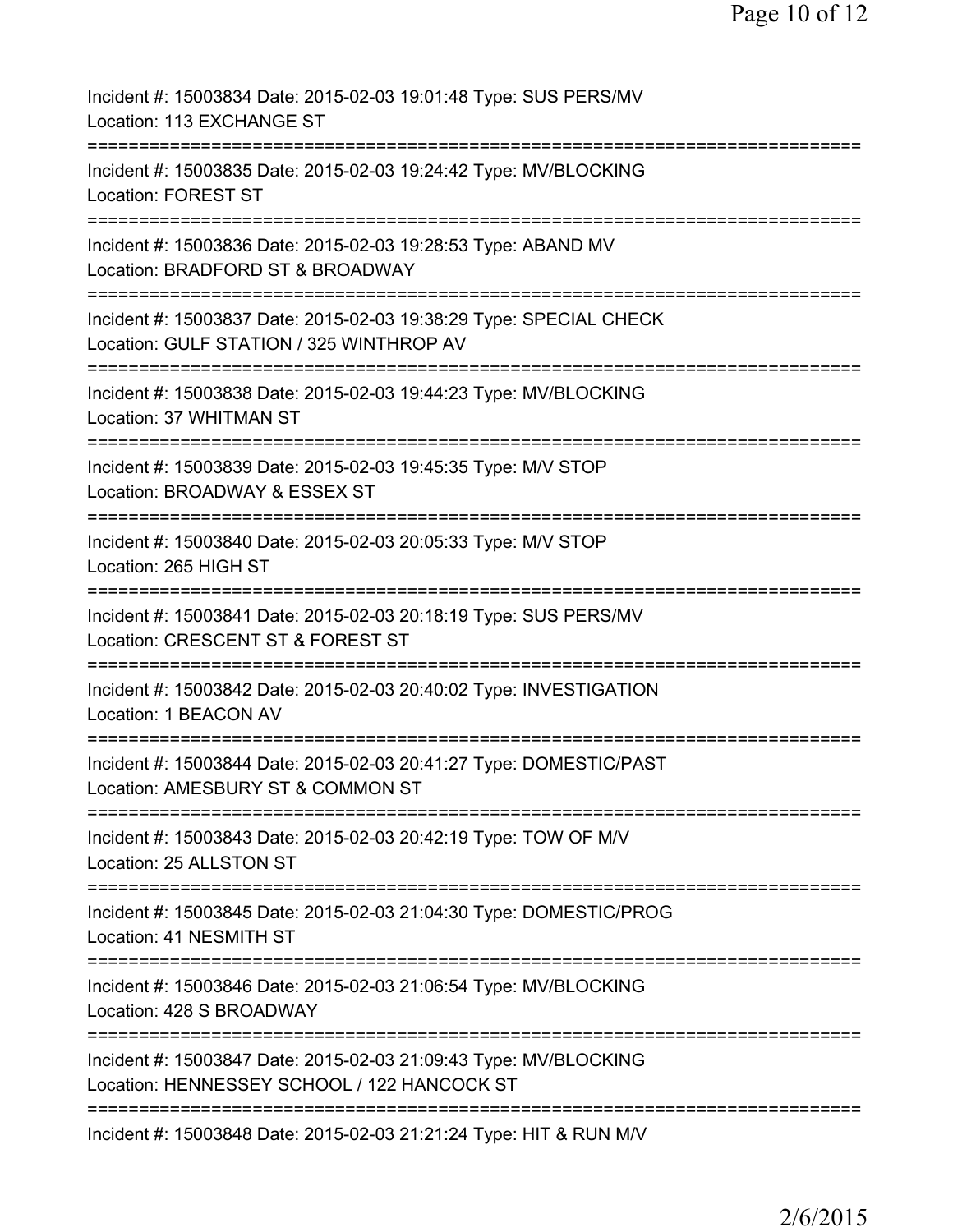Incident #: 15003834 Date: 2015-02-03 19:01:48 Type: SUS PERS/MV
Location: 113 EXCHANGE ST

===========================================================================

Incident #: 15003835 Date: 2015-02-03 19:24:42 Type: MV/BLOCKING
Location: FOREST ST

===========================================================================

Incident #: 15003836 Date: 2015-02-03 19:28:53 Type: ABAND MV
Location: BRADFORD ST & BROADWAY

===========================================================================

Incident #: 15003837 Date: 2015-02-03 19:38:29 Type: SPECIAL CHECK
Location: GULF STATION / 325 WINTHROP AV

===========================================================================

Incident #: 15003838 Date: 2015-02-03 19:44:23 Type: MV/BLOCKING
Location: 37 WHITMAN ST

===========================================================================

Incident #: 15003839 Date: 2015-02-03 19:45:35 Type: M/V STOP
Location: BROADWAY & ESSEX ST

===========================================================================

Incident #: 15003840 Date: 2015-02-03 20:05:33 Type: M/V STOP
Location: 265 HIGH ST

===========================================================================

Incident #: 15003841 Date: 2015-02-03 20:18:19 Type: SUS PERS/MV
Location: CRESCENT ST & FOREST ST

===========================================================================

Incident #: 15003842 Date: 2015-02-03 20:40:02 Type: INVESTIGATION
Location: 1 BEACON AV

===========================================================================

Incident #: 15003844 Date: 2015-02-03 20:41:27 Type: DOMESTIC/PAST
Location: AMESBURY ST & COMMON ST

===========================================================================

Incident #: 15003843 Date: 2015-02-03 20:42:19 Type: TOW OF M/V
Location: 25 ALLSTON ST

===========================================================================

Incident #: 15003845 Date: 2015-02-03 21:04:30 Type: DOMESTIC/PROG
Location: 41 NESMITH ST

===========================================================================

Incident #: 15003846 Date: 2015-02-03 21:06:54 Type: MV/BLOCKING
Location: 428 S BROADWAY

===========================================================================

Incident #: 15003847 Date: 2015-02-03 21:09:43 Type: MV/BLOCKING
Location: HENNESSEY SCHOOL / 122 HANCOCK ST

===========================================================================

Incident #: 15003848 Date: 2015-02-03 21:21:24 Type: HIT & RUN M/V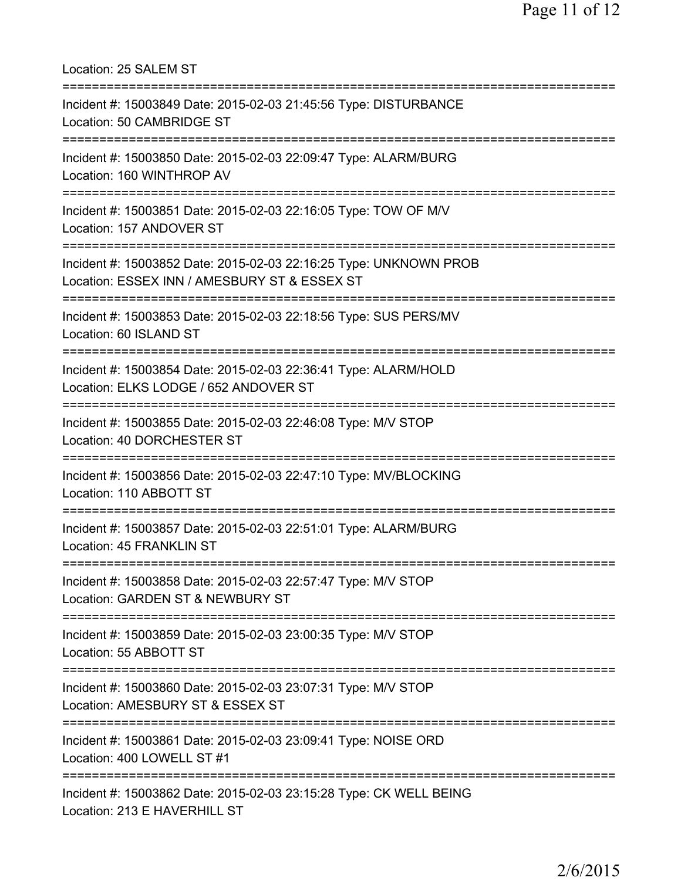Location: 25 SALEM ST

===========================================================================

Incident #: 15003849 Date: 2015-02-03 21:45:56 Type: DISTURBANCE
Location: 50 CAMBRIDGE ST

===========================================================================

Incident #: 15003850 Date: 2015-02-03 22:09:47 Type: ALARM/BURG
Location: 160 WINTHROP AV

===========================================================================

Incident #: 15003851 Date: 2015-02-03 22:16:05 Type: TOW OF M/V
Location: 157 ANDOVER ST

===========================================================================

Incident #: 15003852 Date: 2015-02-03 22:16:25 Type: UNKNOWN PROB
Location: ESSEX INN / AMESBURY ST & ESSEX ST

===========================================================================

Incident #: 15003853 Date: 2015-02-03 22:18:56 Type: SUS PERS/MV
Location: 60 ISLAND ST

===========================================================================

Incident #: 15003854 Date: 2015-02-03 22:36:41 Type: ALARM/HOLD
Location: ELKS LODGE / 652 ANDOVER ST

===========================================================================

Incident #: 15003855 Date: 2015-02-03 22:46:08 Type: M/V STOP
Location: 40 DORCHESTER ST

===========================================================================

Incident #: 15003856 Date: 2015-02-03 22:47:10 Type: MV/BLOCKING
Location: 110 ABBOTT ST

===========================================================================

Incident #: 15003857 Date: 2015-02-03 22:51:01 Type: ALARM/BURG
Location: 45 FRANKLIN ST

===========================================================================

Incident #: 15003858 Date: 2015-02-03 22:57:47 Type: M/V STOP
Location: GARDEN ST & NEWBURY ST

===========================================================================

Incident #: 15003859 Date: 2015-02-03 23:00:35 Type: M/V STOP
Location: 55 ABBOTT ST

===========================================================================

Incident #: 15003860 Date: 2015-02-03 23:07:31 Type: M/V STOP
Location: AMESBURY ST & ESSEX ST

===========================================================================

Incident #: 15003861 Date: 2015-02-03 23:09:41 Type: NOISE ORD
Location: 400 LOWELL ST #1

===========================================================================

Incident #: 15003862 Date: 2015-02-03 23:15:28 Type: CK WELL BEING
Location: 213 E HAVERHILL ST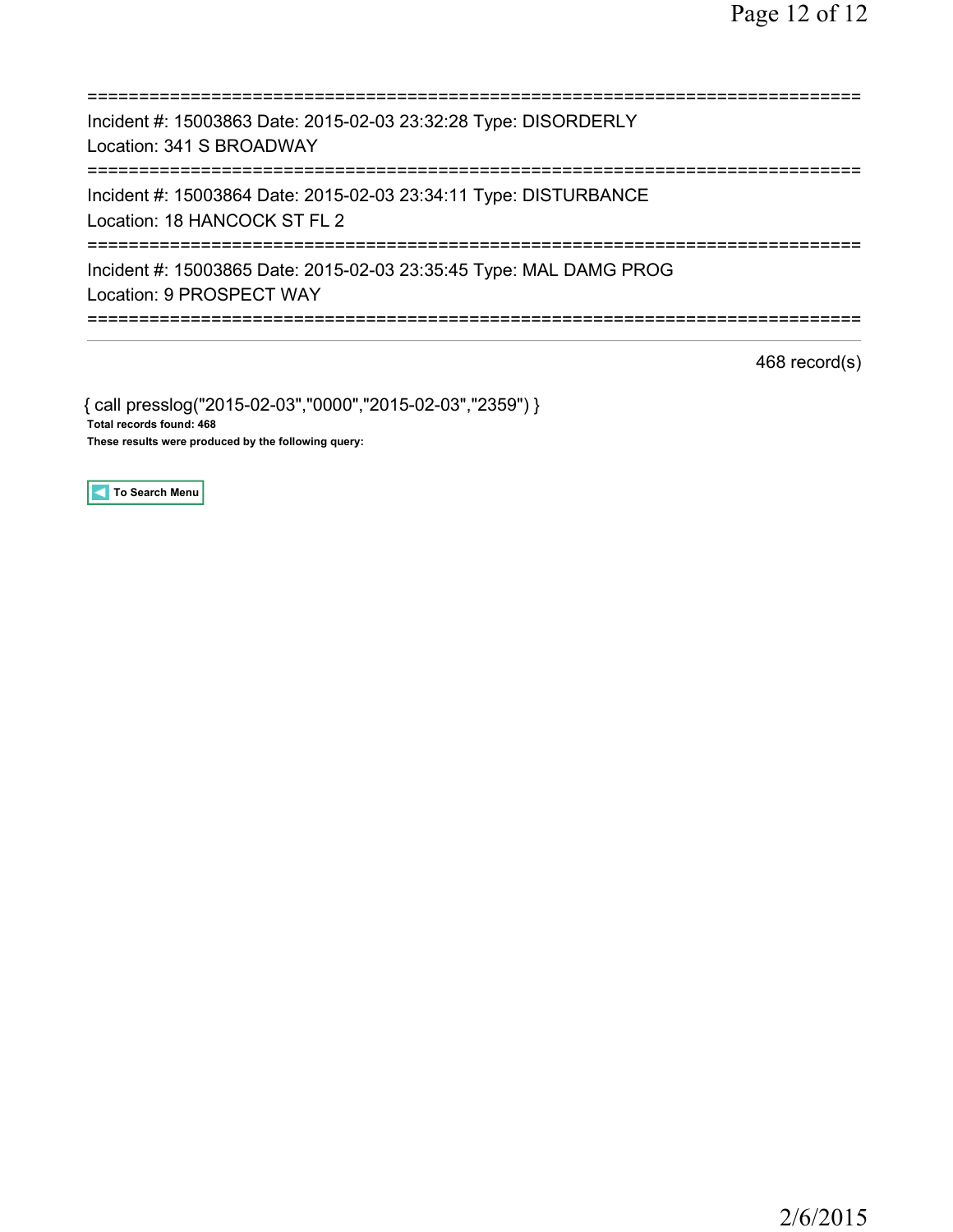===========================================================================

Incident #: 15003863 Date: 2015-02-03 23:32:28 Type: DISORDERLY
Location: 341 S BROADWAY

===========================================================================

Incident #: 15003864 Date: 2015-02-03 23:34:11 Type: DISTURBANCE
Location: 18 HANCOCK ST FL 2

===========================================================================

Incident #: 15003865 Date: 2015-02-03 23:35:45 Type: MAL DAMG PROG
Location: 9 PROSPECT WAY

===========================================================================

468 record(s)

{ call presslog("2015-02-03","0000","2015-02-03","2359") }

**Total records found: 468**

**These results were produced by the following query:**

To Search Menu